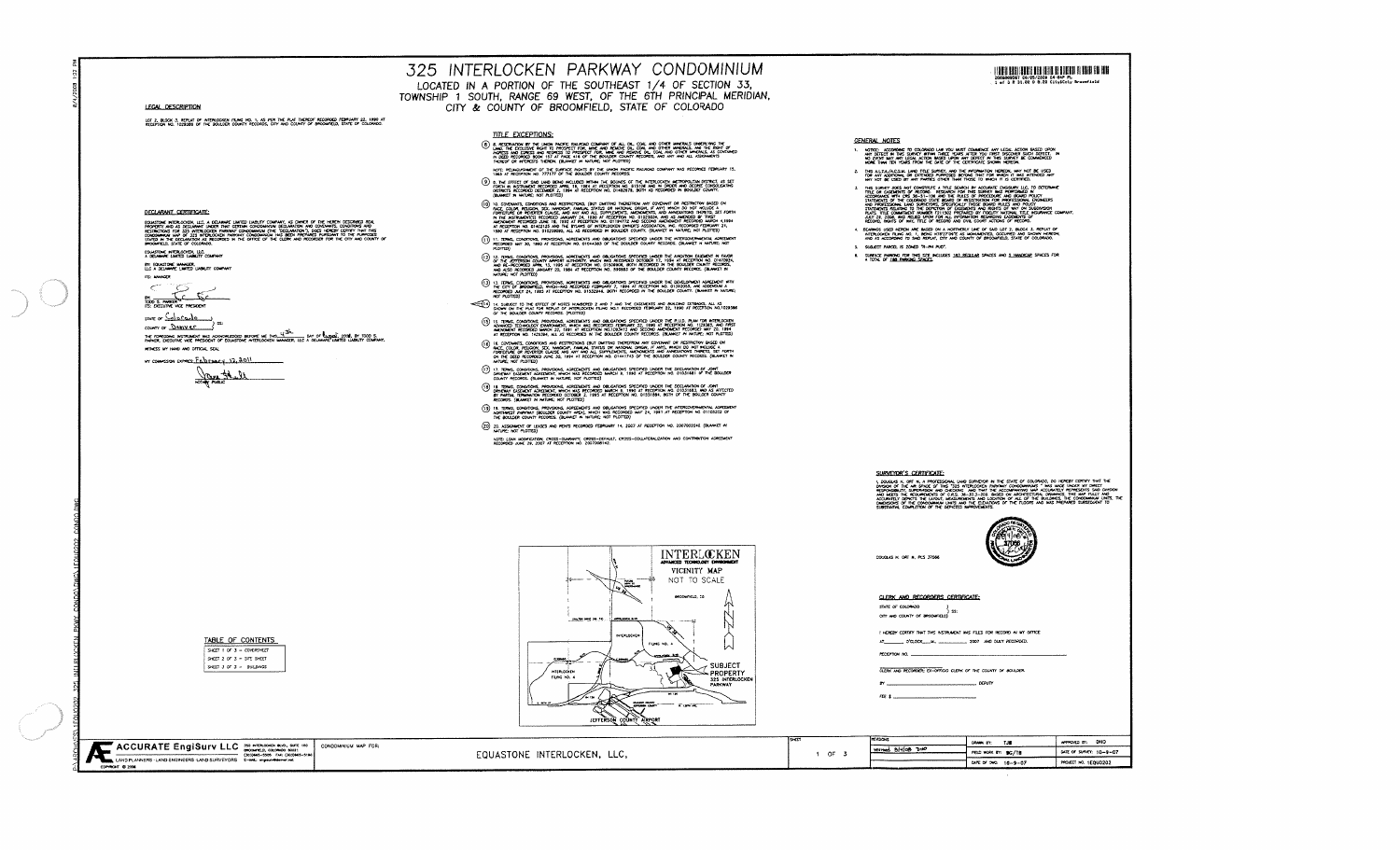# 325 INTERLOCKEN PARKWAY CONDOMINIUM

## LOCATED IN A PORTION OF THE SOUTHEAST 1/4 OF SECTION 33, TOWNSHIP 1 SOUTH, RANGE 69 WEST, OF THE 6TH PRINCIPAL MERIDIAN, CITY & COUNTY OF BROOMFIELD, STATE OF COLORADO

### LEGAL DESCRIPTION

LOT 2, BLOCK 3, REPLAT OF INTERLOCKEN FILING NO. 1, AS PER THE PLAT THEREOF RECORDED FEBRUARY 22, 1990 AT RECEPTION NO. 1029386 OF THE BOULDER COUNTY RECORDS, CITY AND COUNTY OF BROOMFIELD, STATE OF COLORADO.

### DECLARANT CERTIFICATE:

EQUASTONE INTERLOCKEN, LLC, A DELAWARE LIMITED LIABILITY COMPANY, AS OWNER OF THE HEREIN DESCRIBED REAL PROPERTY AND AS DECLARANT UNDER THAT CERTAIN CONDOMINIUM DECLARATION AND COVENANTS, CONDITIONS AND RESTRICTIONS FOR 325 INTERLOCKEN PARKWAY CONDOMINIUM (THE "DECLARATION"), DOES HEREBY CERTIFY THAT THIS CONDOMINIUM MAP OF 325 INTERLOCKEN PARKWAY CONDOMINIUM HAS BEEN PREPARED PURSUANT TO THE PURPOSES STATED IN THE DECLARATION AS RECORDED IN THE OFFICE OF THE CLERK AND RECORDER FOR THE CITY AND COUNTY OF BROOMFIELD, STATE OF COLORADO.

EQUASTONE INTERLOCKEN, LLC,
A DELAWARE LIMITED LIABILITY COMPANY

BY: EQUASTONE MANAGER,
LLC A DELAWARE LIMITED LIABILITY COMPANY

ITS: MANAGER

BY: ____________
TODD S. PARKER
ITS: EXECUTIVE VICE PRESIDENT

STATE OF Colorado )
) SS:
COUNTY OF Denver )

THE FOREGOING INSTRUMENT WAS ACKNOWLEDGED BEFORE ME THIS 4th DAY OF August, 2008, BY TODD S. PARKER, EXECUTIVE VICE PRESIDENT OF EQUASTONE INTERLOCKEN MANAGER, LLC A DELAWARE LIMITED LIABILITY COMPANY.

WITNESS MY HAND AND OFFICIAL SEAL.

MY COMMISSION EXPIRES: February 12, 2011

____________
NOTARY PUBLIC

### TITLE EXCEPTIONS:

8. RESERVATION BY THE UNION PACIFIC RAILROAD COMPANY OF ALL OIL, COAL AND OTHER MINERALS UNDERLYING THE LAND, THE EXCLUSIVE RIGHT TO PROSPECT FOR, MINE AND REMOVE OIL, COAL AND OTHER MINERALS, AND THE RIGHT OF INGRESS AND EGRESS AND REGRESS TO PROSPECT FOR, MINE AND REMOVE OIL, COAL AND OTHER MINERALS, AS CONTAINED IN DEED RECORDED ___ AT PAGE ___ OF THE BOULDER COUNTY RECORDS, AND ANY AND ALL ASSIGNMENTS THEREOF OR INTERESTS THEREIN. (BLANKET IN NATURE; NOT PLOTTED)

NOTE: RELINQUISHMENT OF THE SURFACE RIGHTS BY THE UNION PACIFIC RAILROAD COMPANY WAS RECORDED FEBRUARY 15, 1983 AT RECEPTION NO. 777177 OF THE BOULDER COUNTY RECORDS.

9. THE EFFECT OF SAID LAND BEING INCLUDED WITHIN THE BOUNDS OF THE INTERLOCKEN METROPOLITAN DISTRICT, AS SET FORTH IN INSTRUMENT RECORDED APRIL 18, 1984 AT RECEPTION NO. 613108 AND IN ORDER AND DECREE CONSOLIDATING DISTRICTS RECORDED DECEMBER 2, 1994 AT RECEPTION NO. 01462878, BOTH AS RECORDED IN BOULDER COUNTY. (BLANKET IN NATURE; NOT PLOTTED)

10. COVENANTS, CONDITIONS AND RESTRICTIONS (BUT OMITTING THEREFROM ANY COVENANT OR RESTRICTION BASED ON RACE, COLOR, RELIGION, SEX, HANDICAP, FAMILIAL STATUS OR NATIONAL ORIGIN, IF ANY) WHICH DO NOT INCLUDE A FORFEITURE OR REVERTER CLAUSE, AND ANY AND ALL SUPPLEMENTS, AMENDMENTS, AND ANNEXATIONS THERETO, SET FORTH IN THE INSTRUMENTS RECORDED JANUARY 24, 1990 AT RECEPTION NO. 01023924, AND AS AMENDED BY FIRST AMENDMENT RECORDED JUNE 18, 1992 AT RECEPTION NO. 01190153 AND SECOND AMENDMENT RECORDED MARCH 4, 1994 AT RECEPTION NO. 01402123 AND THE BYLAWS OF INTERLOCKEN OWNER'S ASSOCIATION, INC. RECORDED FEBRUARY 21, 1990 AT RECEPTION NO. 01029085, ALL AS RECORDED IN BOULDER COUNTY. (BLANKET IN NATURE; NOT PLOTTED)

11. TERMS, CONDITIONS, PROVISIONS, AGREEMENTS AND OBLIGATIONS SPECIFIED UNDER THE INTERGOVERNMENTAL AGREEMENT RECORDED MAY 30, 1990 AT RECEPTION NO. 01044363 OF THE BOULDER COUNTY RECORDS. (BLANKET IN NATURE; NOT PLOTTED)

12. TERMS, CONDITIONS, PROVISIONS, AGREEMENTS AND OBLIGATIONS SPECIFIED UNDER THE AVIGATION EASEMENT IN FAVOR OF THE JEFFERSON COUNTY AIRPORT AUTHORITY, WHICH WAS RECORDED OCTOBER 17, 1984 AT RECEPTION NO. 01470025, AND RE-RECORDED APRIL 13, 1995 AT RECEPTION NO. 01508908, BOTH RECORDED IN THE BOULDER COUNTY RECORDS, AND ALSO RECORDED JANUARY 22, 1984 AT RECEPTION NO. 599883 OF THE BOULDER COUNTY RECORDS. (BLANKET IN NATURE; NOT PLOTTED)

13. TERMS, CONDITIONS, PROVISIONS, AGREEMENTS AND OBLIGATIONS SPECIFIED UNDER THE DEVELOPMENT AGREEMENT WITH THE CITY OF BROOMFIELD, WHICH WAS RECORDED FEBRUARY 7, 1994 AT RECEPTION NO. 01392003, AND ADDENDUM A RECORDED JULY 24, 1993 AT RECEPTION NO. 01332244, BOTH RECORDED IN THE BOULDER COUNTY RECORDS. (BLANKET IN NATURE; NOT PLOTTED)

14. SUBJECT TO THE EFFECT OF NOTES NUMBERED 2 AND 7 AND THE EASEMENTS AND BUILDING SETBACKS, ALL AS SHOWN ON THE PLAT FOR REPLAT OF INTERLOCKEN FILING NO.1 RECORDED FEBRUARY 22, 1990 AT RECEPTION NO.1029386 OF THE BOULDER COUNTY RECORDS. (PLOTTED)

15. TERMS, CONDITIONS, PROVISIONS, AGREEMENTS AND OBLIGATIONS SPECIFIED UNDER THE P.U.D. PLAN FOR INTERLOCKEN ADVANCED TECHNOLOGY ENVIRONMENT, WHICH WAS RECORDED FEBRUARY 22, 1990 AT RECEPTION NO. 1029385, AND FIRST AMENDMENT RECORDED MARCH 22, 1991 AT RECEPTION NO.1263413 AND SECOND AMENDMENT RECORDED MAY 22, 1994 AT RECEPTION NO. 1425394, ALL AS RECORDED IN THE BOULDER COUNTY RECORDS. (BLANKET IN NATURE; NOT PLOTTED)

16. COVENANTS, CONDITIONS AND RESTRICTIONS (BUT OMITTING THEREFROM ANY COVENANT OR RESTRICTION BASED ON RACE, COLOR, RELIGION, SEX, HANDICAP, FAMILIAL STATUS OR NATIONAL ORIGIN, IF ANY) WHICH DO NOT INCLUDE A FORFEITURE OR REVERTER CLAUSE, AND ANY AND ALL SUPPLEMENTS, AMENDMENTS AND ANNEXATIONS THERETO, SET FORTH ON THE DEED RECORDED JUNE 20, 1994 AT RECEPTION NO. 01441743 OF THE BOULDER COUNTY RECORDS. (BLANKET IN NATURE; NOT PLOTTED)

17. TERMS, CONDITIONS, PROVISIONS, AGREEMENTS AND OBLIGATIONS SPECIFIED UNDER THE DECLARATION OF JOINT DRIVEWAY EASEMENT AGREEMENT, WHICH WAS RECORDED MARCH 9, 1995 AT RECEPTION NO. 01501881 OF THE BOULDER COUNTY RECORDS. (BLANKET IN NATURE; NOT PLOTTED)

18. TERMS, CONDITIONS, PROVISIONS, AGREEMENTS AND OBLIGATIONS SPECIFIED UNDER THE DECLARATION OF JOINT DRIVEWAY EASEMENT AGREEMENT, WHICH WAS RECORDED MARCH 9, 1995 AT RECEPTION NO. 01501883, AND AS AFFECTED BY PARTIAL TERMINATION RECORDED OCTOBER 2, 1995 AT RECEPTION NO. 01551884, BOTH OF THE BOULDER COUNTY RECORDS. (BLANKET IN NATURE; NOT PLOTTED)

19. TERMS, CONDITIONS, PROVISIONS, AGREEMENTS AND OBLIGATIONS SPECIFIED UNDER THE INTERGOVERNMENTAL AGREEMENT NORTHWEST PARKWAY (BOULDER COUNTY AREA), WHICH WAS RECORDED MAY 24, 1991 AT RECEPTION NO. 01103222 OF THE BOULDER COUNTY RECORDS. (BLANKET IN NATURE; NOT PLOTTED)

20. ASSIGNMENT OF LEASES AND RENTS RECORDED FEBRUARY 14, 2007 AT RECEPTION NO. 2007002246 (BLANKET IN NATURE; NOT PLOTTED)

NOTE: LOAN MODIFICATION, CROSS-GUARANTY, CROSS-DEFAULT, CROSS-COLLATERALIZATION AND CONTRIBUTION AGREEMENT RECORDED JUNE 29, 2007 AT RECEPTION NO. 2007008142.

### GENERAL NOTES

1. NOTICE: ACCORDING TO COLORADO LAW YOU MUST COMMENCE ANY LEGAL ACTION BASED UPON ANY DEFECT IN THIS SURVEY WITHIN THREE YEARS AFTER YOU FIRST DISCOVER SUCH DEFECT. IN NO EVENT MAY ANY LEGAL ACTION BASED UPON ANY DEFECT IN THIS SURVEY BE COMMENCED MORE THAN TEN YEARS FROM THE DATE OF THE CERTIFICATE SHOWN HEREON.
2. THIS ALTA/ACSM LAND TITLE SURVEY, AND THE INFORMATION HEREON, MAY NOT BE USED FOR ANY ADDITIONAL OR EXTENDED PURPOSES BEYOND THAT FOR WHICH IT WAS INTENDED AND MAY NOT BE USED BY ANY PARTIES OTHER THAN THOSE TO WHICH IT IS CERTIFIED.
3. THIS SURVEY DOES NOT CONSTITUTE A TITLE SEARCH BY ACCURATE ENGISURV LLC TO DETERMINE TITLE OR EASEMENTS OF RECORD. RESEARCH FOR THIS SURVEY WAS PERFORMED IN ACCORDANCE WITH CRS 38-51-106 AND THE BOARD OF PROCEDURE AND BOARD POLICY STATEMENTS OF THE COLORADO STATE BOARD OF REGISTRATION FOR PROFESSIONAL ENGINEERS AND PROFESSIONAL LAND SURVEYORS, SPECIFICALLY THOSE BOARD RULES AND POLICY STATEMENTS RELATING TO THE DEPICTION OF EASEMENTS AND RIGHTS OF WAY ON SUBDIVISION PLATS. TITLE COMMITMENT NUMBER F311502 PREPARED BY FIDELITY NATIONAL TITLE INSURANCE COMPANY, JULY 23, 2008, WAS RELIED UPON FOR ALL INFORMATION REGARDING EASEMENTS OF RECORD, RIGHTS OF WAY, TITLE OF RECORD AND CIVIL COURT ACTIONS OF RECORD.
4. BEARINGS USED HEREIN ARE BASED ON A NORTHERLY LINE OF SAID LOT 2, BLOCK 3, REPLAT OF INTERLOCKEN FILING NO. 1, BEING N78°27'26"E AS MONUMENTED, OCCUPIED AND SHOWN HEREON, AND AS ACCORDING TO SAID REPLAT, CITY AND COUNTY OF BROOMFIELD, STATE OF COLORADO.
5. SUBJECT PARCEL IS ZONED "PUD".
6. SURFACE PARKING FOR THIS SITE INCLUDES 183 REGULAR SPACES AND 5 HANDICAP SPACES FOR A TOTAL OF 188 PARKING SPACES.

### SURVEYOR'S CERTIFICATE:

I, DOUGLAS H. ORT III, A PROFESSIONAL LAND SURVEYOR IN THE STATE OF COLORADO, DO HEREBY CERTIFY THAT THE DIVISION OF THE AIR SPACE OF THIS "325 INTERLOCKEN PARKWAY CONDOMINIUMS " WAS MADE UNDER MY DIRECT RESPONSIBILITY, SUPERVISION AND CHECKING; AND THAT THE ACCOMPANYING MAP ACCURATELY REPRESENTS SAID DIVISION AND MEETS THE REQUIREMENTS OF C.R.S. 38-33.3-209, BASED ON ARCHITECTURAL DRAWINGS. THE MAP FULLY AND ACCURATELY DEPICTS THE LAYOUT, MEASUREMENTS AND LOCATION OF ALL OF THE BUILDINGS, THE CONDOMINIUM UNITS, THE DIMENSIONS OF THE CONDOMINIUM UNITS AND THE ELEVATIONS OF THE FLOORS AND WAS PREPARED SUBSEQUENT TO SUBSTANTIAL COMPLETION OF THE DEPICTED IMPROVEMENTS.

DOUGLAS H. ORT III, PLS 37066

### CLERK AND RECORDERS CERTIFICATE:

STATE OF COLORADO )
) SS:
CITY AND COUNTY OF BROOMFIELD )

I HEREBY CERTIFY THAT THIS INSTRUMENT WAS FILED FOR RECORD IN MY OFFICE

AT ______ O'CLOCK ___M., ____________ 2007 AND DULY RECORDED.

RECEPTION NO. ____________

CLERK AND RECORDER, EX-OFFICIO CLERK OF THE COUNTY OF BOULDER.

BY ____________ DEPUTY

FEE $ ____________

### VICINITY MAP

INTERLOCKEN ADVANCED TECHNOLOGY ENVIRONMENT
VICINITY MAP
NOT TO SCALE

SUBJECT PROPERTY
325 INTERLOCKEN PARKWAY

### TABLE OF CONTENTS

| TABLE OF CONTENTS |
|---|
| SHEET 1 OF 3 – COVERSHEET |
| SHEET 2 OF 3 – SITE SHEET |
| SHEET 3 OF 3 – BUILDINGS |

ACCURATE EngiSurv LLC — LAND PLANNERS · LAND ENGINEERS · LAND SURVEYORS
COPYRIGHT © 2006

CONDOMINIUM MAP FOR: EQUASTONE INTERLOCKEN, LLC,

| REVISIONS | DRAWN BY: TJB | APPROVED BY: DHO |
|---|---|---|
| REVISED 8/4/08 DHO | FIELD WORK BY: BC/TB | DATE OF SURVEY: 10-9-07 |
| | DATE OF DWG: 10-9-07 | PROJECT NO. 1EQU0203 |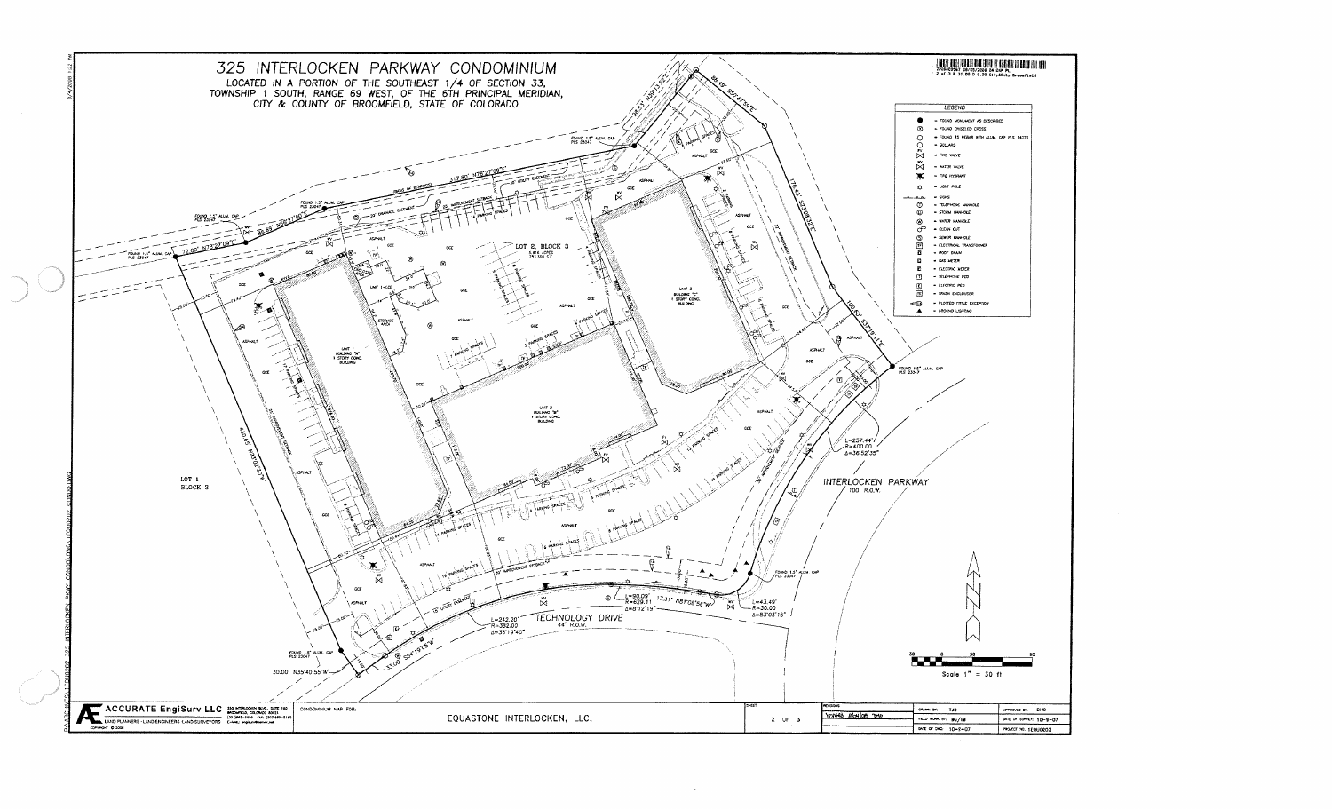# 325 INTERLOCKEN PARKWAY CONDOMINIUM

*LOCATED IN A PORTION OF THE SOUTHEAST 1/4 OF SECTION 33, TOWNSHIP 1 SOUTH, RANGE 69 WEST, OF THE 6TH PRINCIPAL MERIDIAN, CITY & COUNTY OF BROOMFIELD, STATE OF COLORADO*

2008002567 08/05/2008 04:03P PL
2 of 3 R 33.00 D 0.00 City&Cnty Broomfield

LOT 2, BLOCK 3
5.816 ACRES
253,360 S.F.

UNIT 1
BUILDING "A"
1 STORY CONC. BUILDING

UNIT 2
BUILDING "B"
1 STORY CONC. BUILDING

UNIT 3
BUILDING "C"
1 STORY CONC. BUILDING

UNIT 1-LCE

STORAGE AREA

LOT 1
BLOCK 3

INTERLOCKEN PARKWAY
100' R.O.W.

TECHNOLOGY DRIVE
44' R.O.W.

FOUND 1.5" ALUM. CAP PLS 23047

312.80' N78°27'09"E

72.00' N78°27'09"E

95.89' N69°27'00"E

86.53' N39°13'52"E

86.49' S00°47'59"E

176.43' S31°09'31"E

100.60' S37°19'41"E

430.45' N24°02'30"W

33.00' S54°19'05"W

30.00' N35°40'55"W

17.31' N81°08'56"W

L=257.44'
R=400.00
Δ=36°52'35"

L=90.09'
R=629.11
Δ=8°12'15"

L=242.20'
R=382.00
Δ=36°19'40"

L=43.49'
R=30.00
Δ=83°03'15"

20' DRAINAGE EASEMENT

20' UTILITY EASEMENT

15' UTILITY EASEMENT

30' IMPROVEMENT SETBACK

(BASIS OF BEARINGS)

## LEGEND

- ● = FOUND MONUMENT AS DESCRIBED
- ⊕ = FOUND CHISELED CROSS
- ○ = FOUND #5 REBAR WITH ALUM. CAP PLS 14272
- ○ = BOLLARD
- FV = FIRE VALVE
- WV = WATER VALVE
- = FIRE HYDRANT
- = LIGHT POLE
- = SIGNS
- Ⓣ = TELEPHONE MANHOLE
- Ⓓ = STORM MANHOLE
- Ⓦ = WATER MANHOLE
- CO = CLEAN OUT
- Ⓢ = SEWER MANHOLE
- ET = ELECTRICAL TRANSFORMER
- RD = ROOF DRAIN
- G = GAS METER
- E = ELECTRIC METER
- T = TELEPHONE PED
- E = ELECTRIC PED
- TE = TRASH ENCLOSURE
- = PLOTTED TITLE EXCEPTION
- ▲ = GROUND LIGHTING

Scale 1" = 30 ft

ACCURATE EngiSurv LLC — 350 INTERLOCKEN BLVD. SUITE 180 BROOMFIELD, COLORADO 80021 — LAND PLANNERS - LAND ENGINEERS - LAND SURVEYORS — COPYRIGHT © 2008

CONDOMINIUM MAP FOR: EQUASTONE INTERLOCKEN, LLC.

SHEET 2 OF 3

| REVISIONS | DRAWN BY: TJB | APPROVED BY: DHO |
|---|---|---|
| | FIELD WORK BY: BC/TB | DATE OF SURVEY: 10-9-07 |
| | DATE OF DWG: 10-9-07 | PROJECT NO. 1E0U0202 |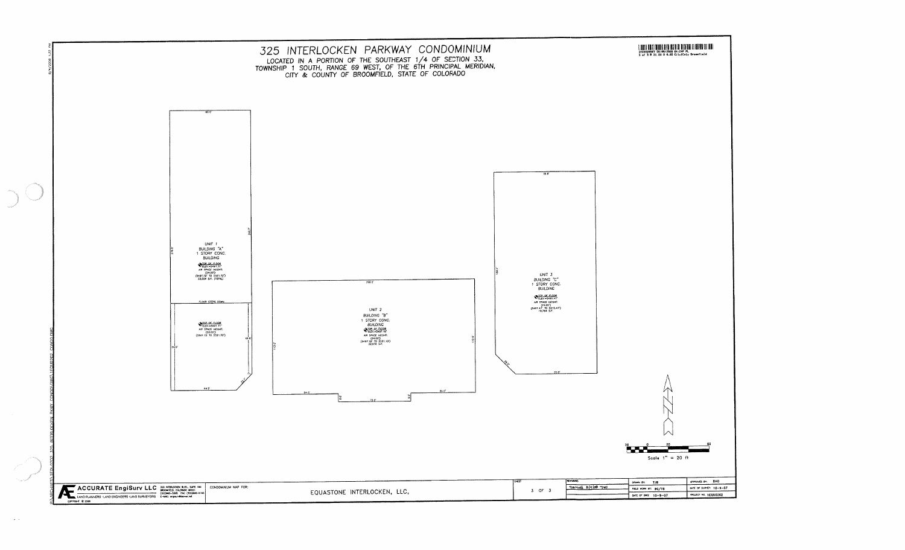# 325 INTERLOCKEN PARKWAY CONDOMINIUM

LOCATED IN A PORTION OF THE SOUTHEAST 1/4 OF SECTION 33,
TOWNSHIP 1 SOUTH, RANGE 69 WEST, OF THE 6TH PRINCIPAL MERIDIAN,
CITY & COUNTY OF BROOMFIELD, STATE OF COLORADO

2008006567 06/05/2008 04:24P PL
3 of 3 R 31.00 D 0.00 City&Cty Broomfield

40.0'

UNIT 1
BUILDING "A"
1 STORY CONC.
BUILDING
TOP OF FLOOR
ELEV=5497.72'
AIR SPACE HEIGHT:
(24.00')
(5497.72' TO 5521.72')
22,024 S.F. (TOTAL)

FLOOR STEPS DOWN

TOP OF FLOOR
ELEV=5501.72'
AIR SPACE HEIGHT:
(20.00')
(5501.72' TO 5521.72')

64.0'

200.0'

UNIT 2
BUILDING "B"
1 STORY CONC.
BUILDING
TOP OF FLOOR
ELEV=5497.10'
AIR SPACE HEIGHT:
(24.00')
(5497.10' TO 5521.10')
22,876 S.F.

112.0'

64.0'

72.0'

64.0'

UNIT 3
BUILDING "C"
1 STORY CONC.
BUILDING
TOP OF FLOOR
ELEV=5489.47'
AIR SPACE HEIGHT:
(24.00')
(5489.47' TO 5513.47')
15,794 S.F.

Scale 1" = 20 ft

0 20 60

ACCURATE EngiSurv LLC
LAND PLANNERS / LAND ENGINEERS / LAND SURVEYORS
COPYRIGHT © 2008

CONDOMINIUM MAP FOR:

EQUASTONE INTERLOCKEN, LLC.

| SHEET | REVISIONS | | |
|---|---|---|---|
| 3 OF 3 | Revised 5/4/08 TWC | DRAWN BY: T/B | APPROVED BY: DMD |
| | | FIELD WORK BY: BG/TB | DATE OF SURVEY: 10-9-07 |
| | | DATE OF DWG: 10-9-07 | PROJECT NO. 1EQU0202 |